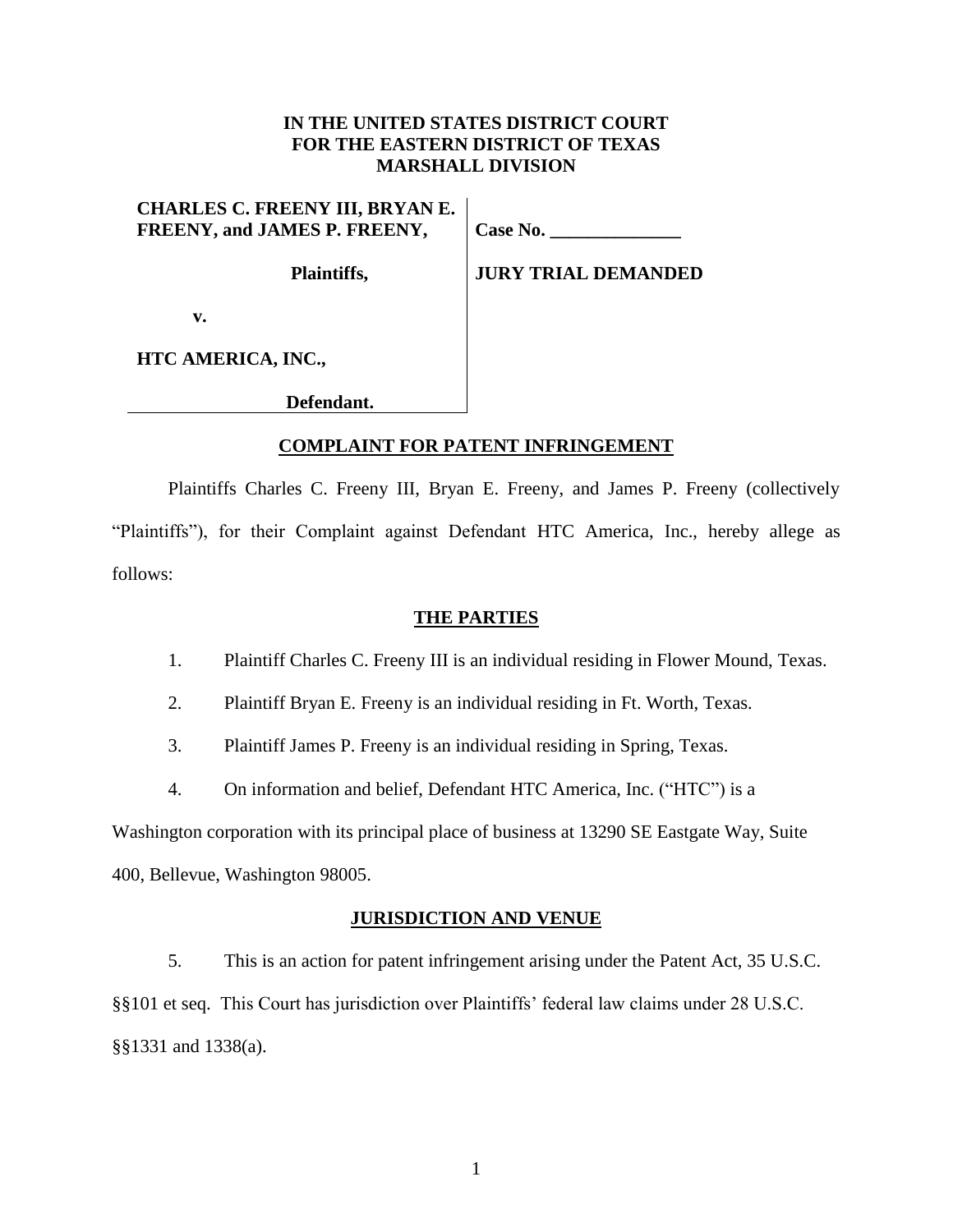**IN THE UNITED STATES DISTRICT COURT**
**FOR THE EASTERN DISTRICT OF TEXAS**
**MARSHALL DIVISION**

| | |
|---|---|
| **CHARLES C. FREENY III, BRYAN E. FREENY, and JAMES P. FREENY,** | **Case No. ______________** |
| **Plaintiffs,** | **JURY TRIAL DEMANDED** |
| **v.** | |
| **HTC AMERICA, INC.,** | |
| **Defendant.** | |

## COMPLAINT FOR PATENT INFRINGEMENT

Plaintiffs Charles C. Freeny III, Bryan E. Freeny, and James P. Freeny (collectively "Plaintiffs"), for their Complaint against Defendant HTC America, Inc., hereby allege as follows:

## THE PARTIES

1. Plaintiff Charles C. Freeny III is an individual residing in Flower Mound, Texas.

2. Plaintiff Bryan E. Freeny is an individual residing in Ft. Worth, Texas.

3. Plaintiff James P. Freeny is an individual residing in Spring, Texas.

4. On information and belief, Defendant HTC America, Inc. ("HTC") is a Washington corporation with its principal place of business at 13290 SE Eastgate Way, Suite 400, Bellevue, Washington 98005.

## JURISDICTION AND VENUE

5. This is an action for patent infringement arising under the Patent Act, 35 U.S.C. §§101 et seq. This Court has jurisdiction over Plaintiffs' federal law claims under 28 U.S.C. §§1331 and 1338(a).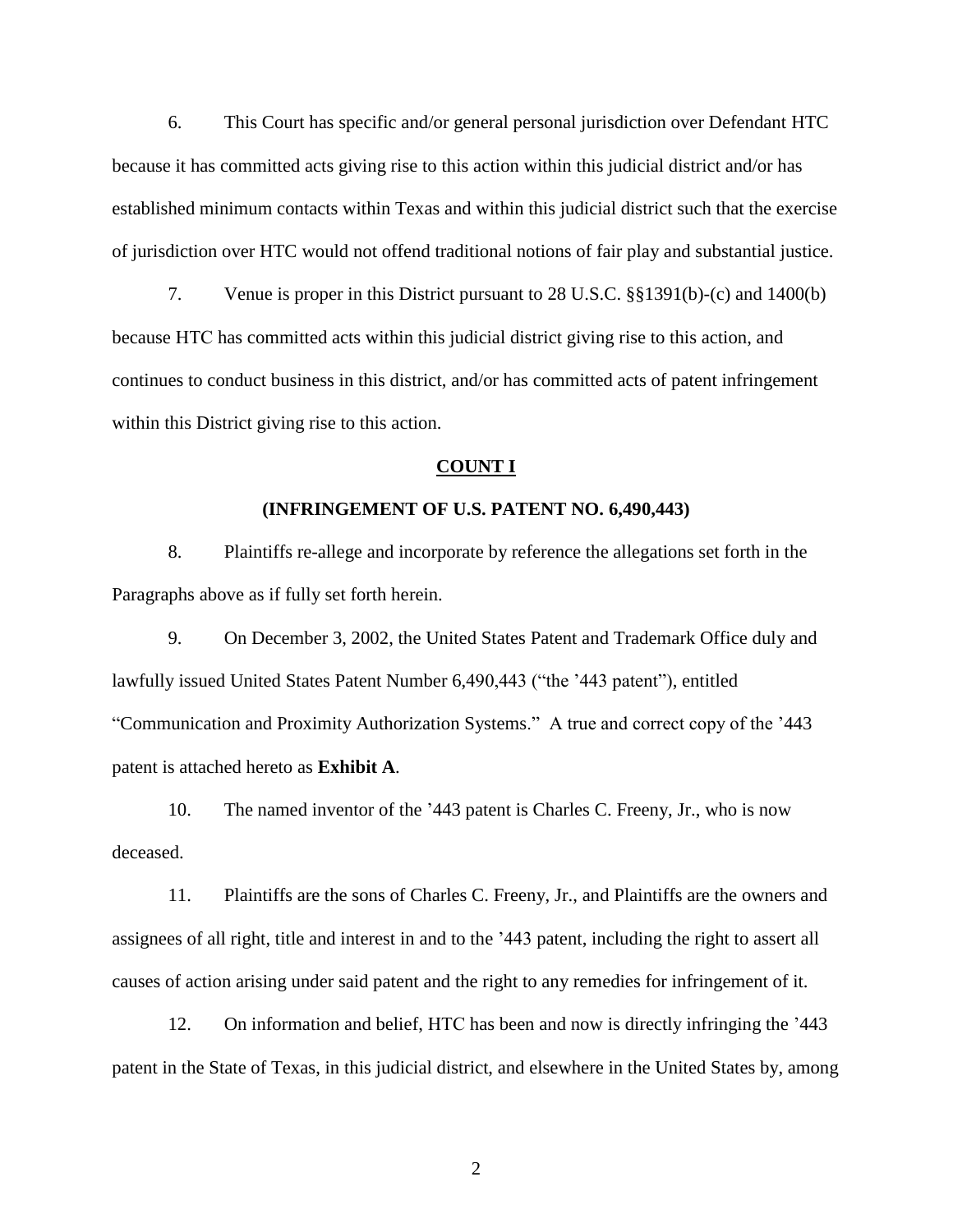6. This Court has specific and/or general personal jurisdiction over Defendant HTC because it has committed acts giving rise to this action within this judicial district and/or has established minimum contacts within Texas and within this judicial district such that the exercise of jurisdiction over HTC would not offend traditional notions of fair play and substantial justice.

7. Venue is proper in this District pursuant to 28 U.S.C. §§1391(b)-(c) and 1400(b) because HTC has committed acts within this judicial district giving rise to this action, and continues to conduct business in this district, and/or has committed acts of patent infringement within this District giving rise to this action.

**COUNT I**

**(INFRINGEMENT OF U.S. PATENT NO. 6,490,443)**

8. Plaintiffs re-allege and incorporate by reference the allegations set forth in the Paragraphs above as if fully set forth herein.

9. On December 3, 2002, the United States Patent and Trademark Office duly and lawfully issued United States Patent Number 6,490,443 ("the '443 patent"), entitled "Communication and Proximity Authorization Systems." A true and correct copy of the '443 patent is attached hereto as **Exhibit A**.

10. The named inventor of the '443 patent is Charles C. Freeny, Jr., who is now deceased.

11. Plaintiffs are the sons of Charles C. Freeny, Jr., and Plaintiffs are the owners and assignees of all right, title and interest in and to the '443 patent, including the right to assert all causes of action arising under said patent and the right to any remedies for infringement of it.

12. On information and belief, HTC has been and now is directly infringing the '443 patent in the State of Texas, in this judicial district, and elsewhere in the United States by, among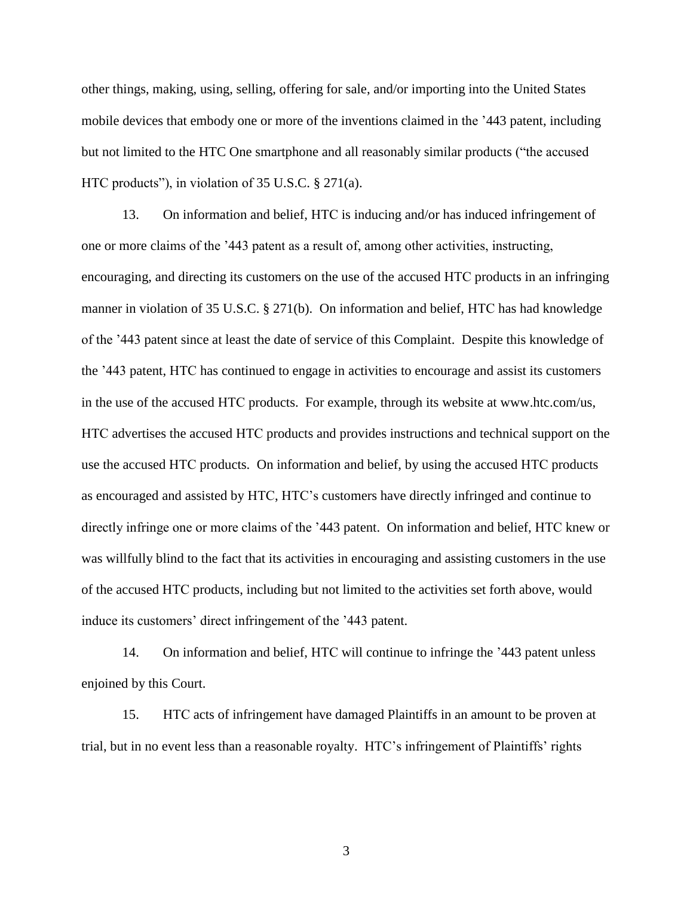other things, making, using, selling, offering for sale, and/or importing into the United States mobile devices that embody one or more of the inventions claimed in the ’443 patent, including but not limited to the HTC One smartphone and all reasonably similar products (“the accused HTC products”), in violation of 35 U.S.C. § 271(a).

13. On information and belief, HTC is inducing and/or has induced infringement of one or more claims of the ’443 patent as a result of, among other activities, instructing, encouraging, and directing its customers on the use of the accused HTC products in an infringing manner in violation of 35 U.S.C. § 271(b). On information and belief, HTC has had knowledge of the ’443 patent since at least the date of service of this Complaint. Despite this knowledge of the ’443 patent, HTC has continued to engage in activities to encourage and assist its customers in the use of the accused HTC products. For example, through its website at www.htc.com/us, HTC advertises the accused HTC products and provides instructions and technical support on the use the accused HTC products. On information and belief, by using the accused HTC products as encouraged and assisted by HTC, HTC’s customers have directly infringed and continue to directly infringe one or more claims of the ’443 patent. On information and belief, HTC knew or was willfully blind to the fact that its activities in encouraging and assisting customers in the use of the accused HTC products, including but not limited to the activities set forth above, would induce its customers’ direct infringement of the ’443 patent.

14. On information and belief, HTC will continue to infringe the ’443 patent unless enjoined by this Court.

15. HTC acts of infringement have damaged Plaintiffs in an amount to be proven at trial, but in no event less than a reasonable royalty. HTC’s infringement of Plaintiffs’ rights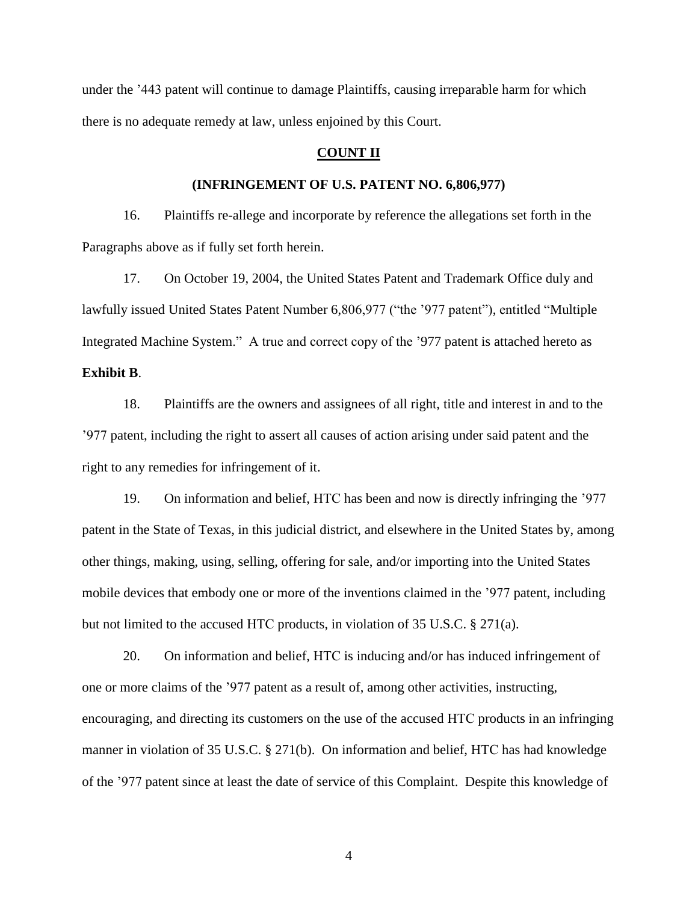under the ’443 patent will continue to damage Plaintiffs, causing irreparable harm for which there is no adequate remedy at law, unless enjoined by this Court.

## COUNT II

### (INFRINGEMENT OF U.S. PATENT NO. 6,806,977)

16. Plaintiffs re-allege and incorporate by reference the allegations set forth in the Paragraphs above as if fully set forth herein.

17. On October 19, 2004, the United States Patent and Trademark Office duly and lawfully issued United States Patent Number 6,806,977 (“the ’977 patent”), entitled “Multiple Integrated Machine System.” A true and correct copy of the ’977 patent is attached hereto as **Exhibit B**.

18. Plaintiffs are the owners and assignees of all right, title and interest in and to the ’977 patent, including the right to assert all causes of action arising under said patent and the right to any remedies for infringement of it.

19. On information and belief, HTC has been and now is directly infringing the ’977 patent in the State of Texas, in this judicial district, and elsewhere in the United States by, among other things, making, using, selling, offering for sale, and/or importing into the United States mobile devices that embody one or more of the inventions claimed in the ’977 patent, including but not limited to the accused HTC products, in violation of 35 U.S.C. § 271(a).

20. On information and belief, HTC is inducing and/or has induced infringement of one or more claims of the ’977 patent as a result of, among other activities, instructing, encouraging, and directing its customers on the use of the accused HTC products in an infringing manner in violation of 35 U.S.C. § 271(b). On information and belief, HTC has had knowledge of the ’977 patent since at least the date of service of this Complaint. Despite this knowledge of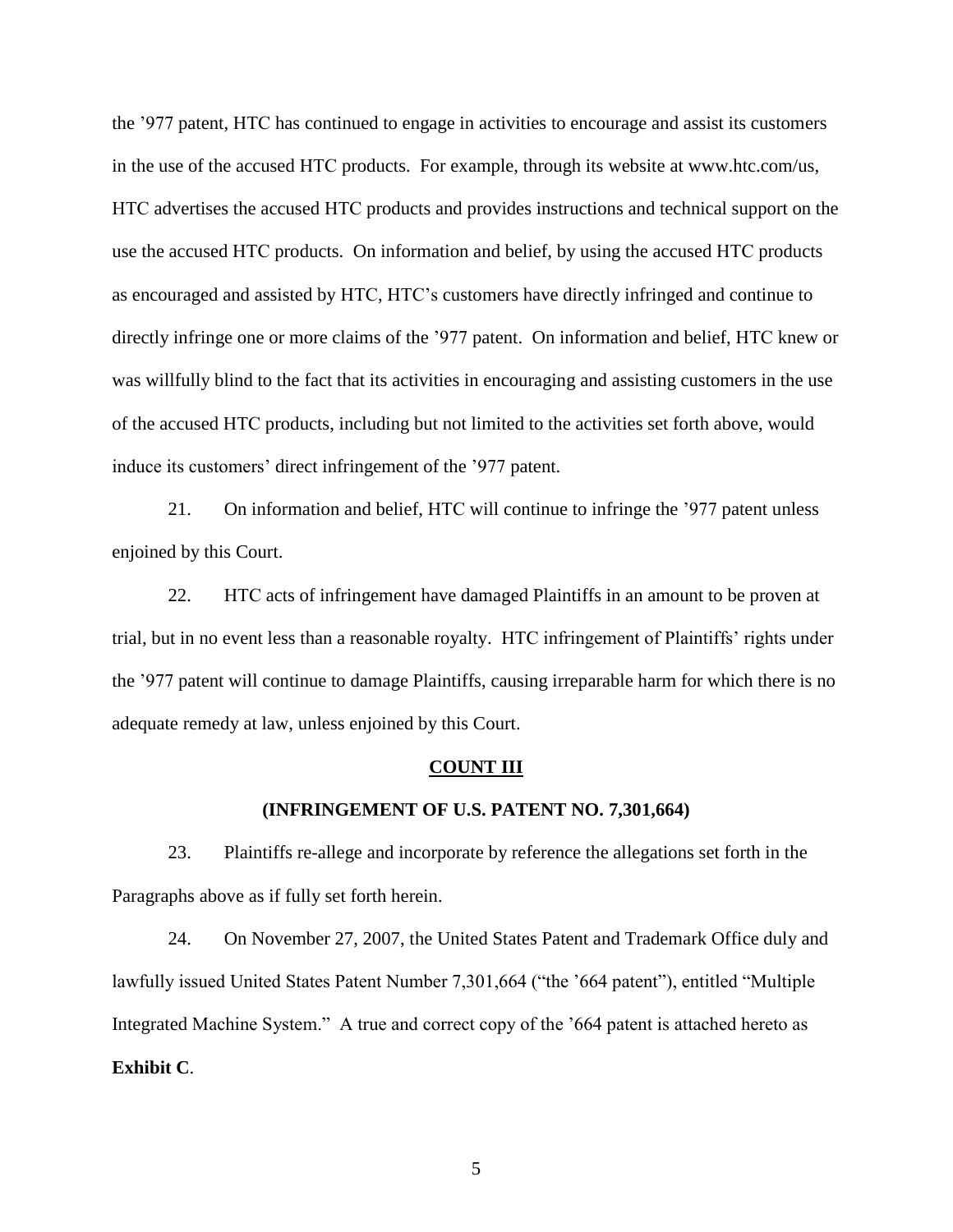the ’977 patent, HTC has continued to engage in activities to encourage and assist its customers in the use of the accused HTC products. For example, through its website at www.htc.com/us, HTC advertises the accused HTC products and provides instructions and technical support on the use the accused HTC products. On information and belief, by using the accused HTC products as encouraged and assisted by HTC, HTC’s customers have directly infringed and continue to directly infringe one or more claims of the ’977 patent. On information and belief, HTC knew or was willfully blind to the fact that its activities in encouraging and assisting customers in the use of the accused HTC products, including but not limited to the activities set forth above, would induce its customers’ direct infringement of the ’977 patent.

21. On information and belief, HTC will continue to infringe the ’977 patent unless enjoined by this Court.

22. HTC acts of infringement have damaged Plaintiffs in an amount to be proven at trial, but in no event less than a reasonable royalty. HTC infringement of Plaintiffs’ rights under the ’977 patent will continue to damage Plaintiffs, causing irreparable harm for which there is no adequate remedy at law, unless enjoined by this Court.

## COUNT III

### (INFRINGEMENT OF U.S. PATENT NO. 7,301,664)

23. Plaintiffs re-allege and incorporate by reference the allegations set forth in the Paragraphs above as if fully set forth herein.

24. On November 27, 2007, the United States Patent and Trademark Office duly and lawfully issued United States Patent Number 7,301,664 (“the ’664 patent”), entitled “Multiple Integrated Machine System.” A true and correct copy of the ’664 patent is attached hereto as **Exhibit C**.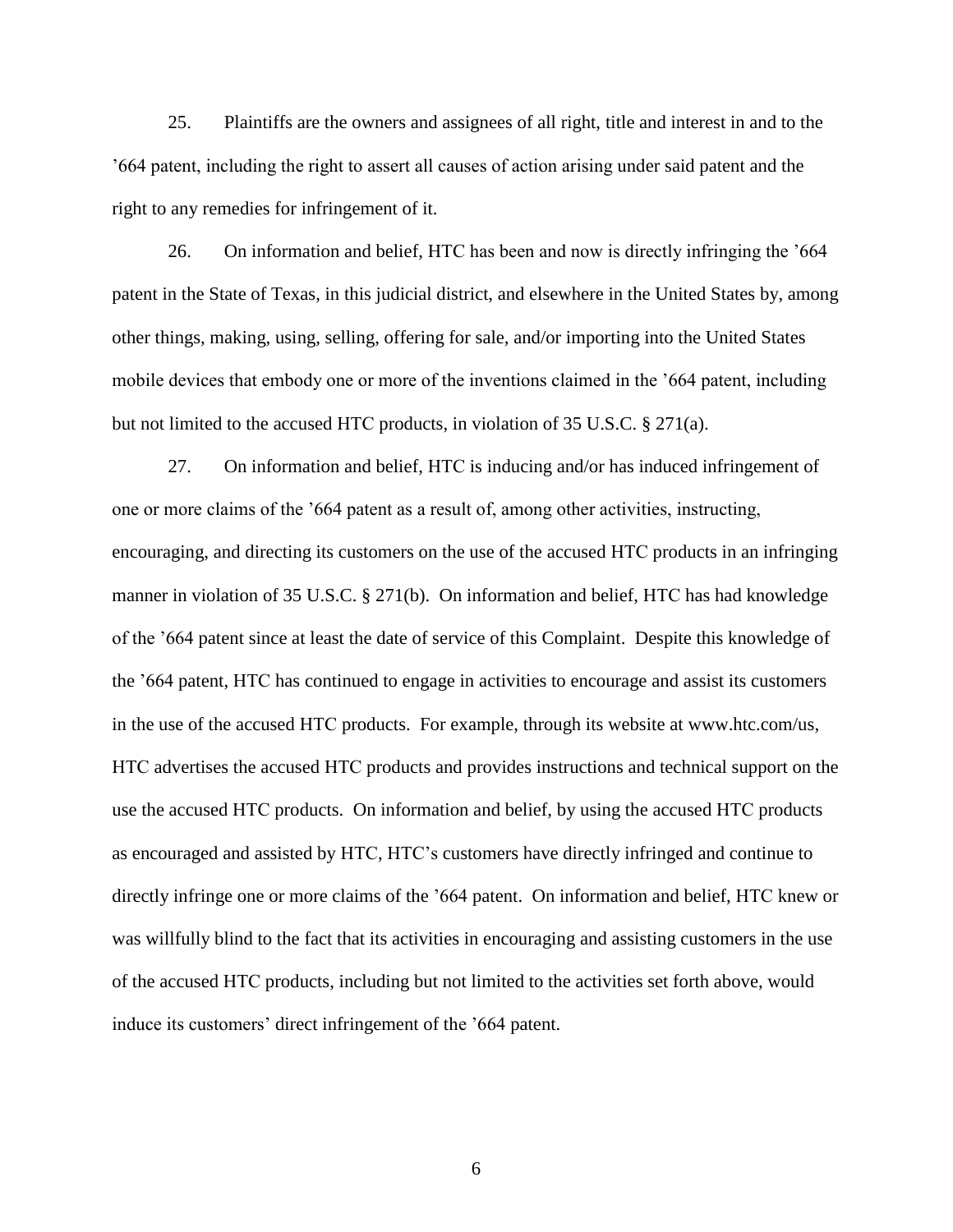25. Plaintiffs are the owners and assignees of all right, title and interest in and to the ’664 patent, including the right to assert all causes of action arising under said patent and the right to any remedies for infringement of it.

26. On information and belief, HTC has been and now is directly infringing the ’664 patent in the State of Texas, in this judicial district, and elsewhere in the United States by, among other things, making, using, selling, offering for sale, and/or importing into the United States mobile devices that embody one or more of the inventions claimed in the ’664 patent, including but not limited to the accused HTC products, in violation of 35 U.S.C. § 271(a).

27. On information and belief, HTC is inducing and/or has induced infringement of one or more claims of the ’664 patent as a result of, among other activities, instructing, encouraging, and directing its customers on the use of the accused HTC products in an infringing manner in violation of 35 U.S.C. § 271(b). On information and belief, HTC has had knowledge of the ’664 patent since at least the date of service of this Complaint. Despite this knowledge of the ’664 patent, HTC has continued to engage in activities to encourage and assist its customers in the use of the accused HTC products. For example, through its website at www.htc.com/us, HTC advertises the accused HTC products and provides instructions and technical support on the use the accused HTC products. On information and belief, by using the accused HTC products as encouraged and assisted by HTC, HTC’s customers have directly infringed and continue to directly infringe one or more claims of the ’664 patent. On information and belief, HTC knew or was willfully blind to the fact that its activities in encouraging and assisting customers in the use of the accused HTC products, including but not limited to the activities set forth above, would induce its customers’ direct infringement of the ’664 patent.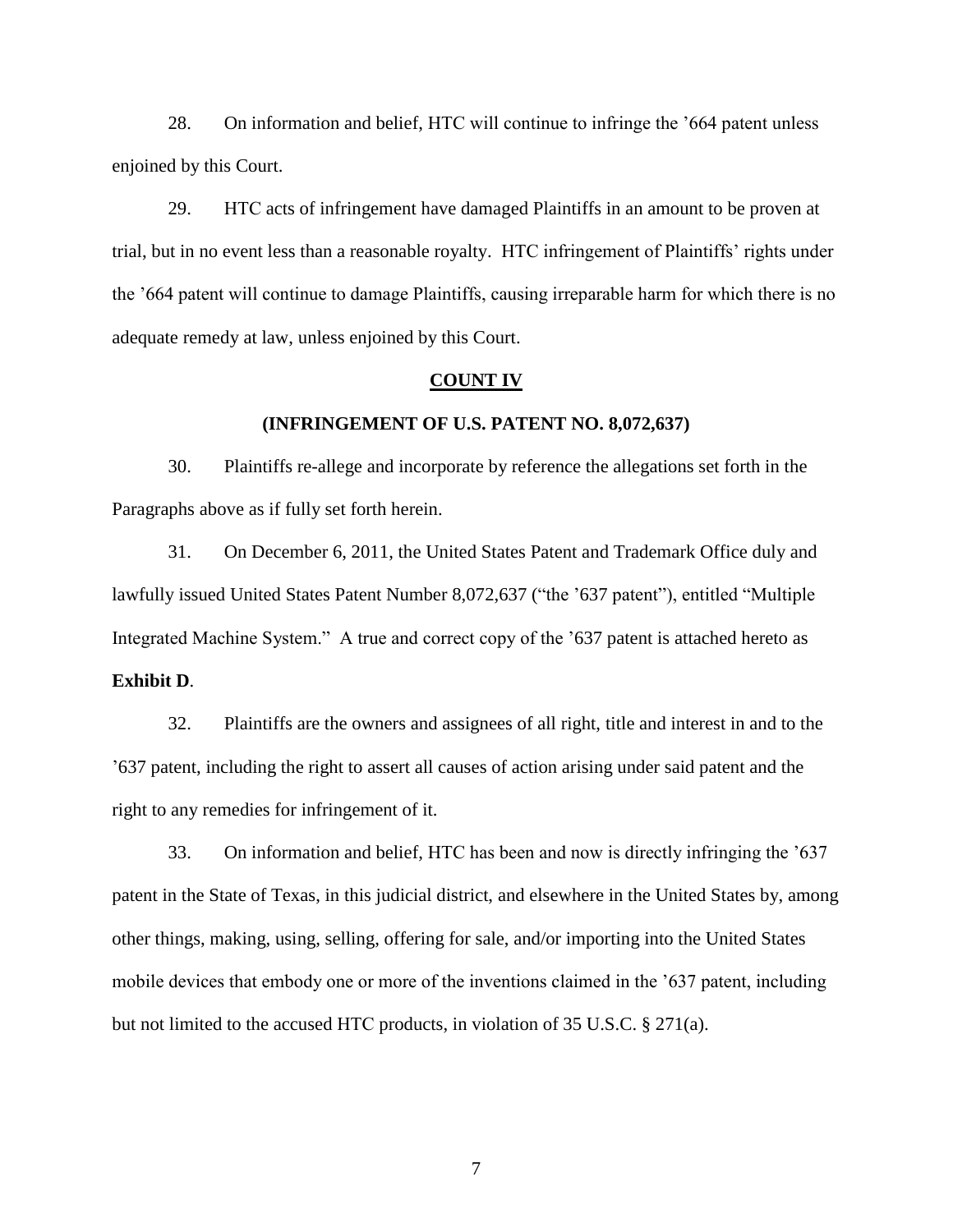28. On information and belief, HTC will continue to infringe the ’664 patent unless enjoined by this Court.

29. HTC acts of infringement have damaged Plaintiffs in an amount to be proven at trial, but in no event less than a reasonable royalty. HTC infringement of Plaintiffs’ rights under the ’664 patent will continue to damage Plaintiffs, causing irreparable harm for which there is no adequate remedy at law, unless enjoined by this Court.

## COUNT IV

### (INFRINGEMENT OF U.S. PATENT NO. 8,072,637)

30. Plaintiffs re-allege and incorporate by reference the allegations set forth in the Paragraphs above as if fully set forth herein.

31. On December 6, 2011, the United States Patent and Trademark Office duly and lawfully issued United States Patent Number 8,072,637 (“the ’637 patent”), entitled “Multiple Integrated Machine System.” A true and correct copy of the ’637 patent is attached hereto as **Exhibit D**.

32. Plaintiffs are the owners and assignees of all right, title and interest in and to the ’637 patent, including the right to assert all causes of action arising under said patent and the right to any remedies for infringement of it.

33. On information and belief, HTC has been and now is directly infringing the ’637 patent in the State of Texas, in this judicial district, and elsewhere in the United States by, among other things, making, using, selling, offering for sale, and/or importing into the United States mobile devices that embody one or more of the inventions claimed in the ’637 patent, including but not limited to the accused HTC products, in violation of 35 U.S.C. § 271(a).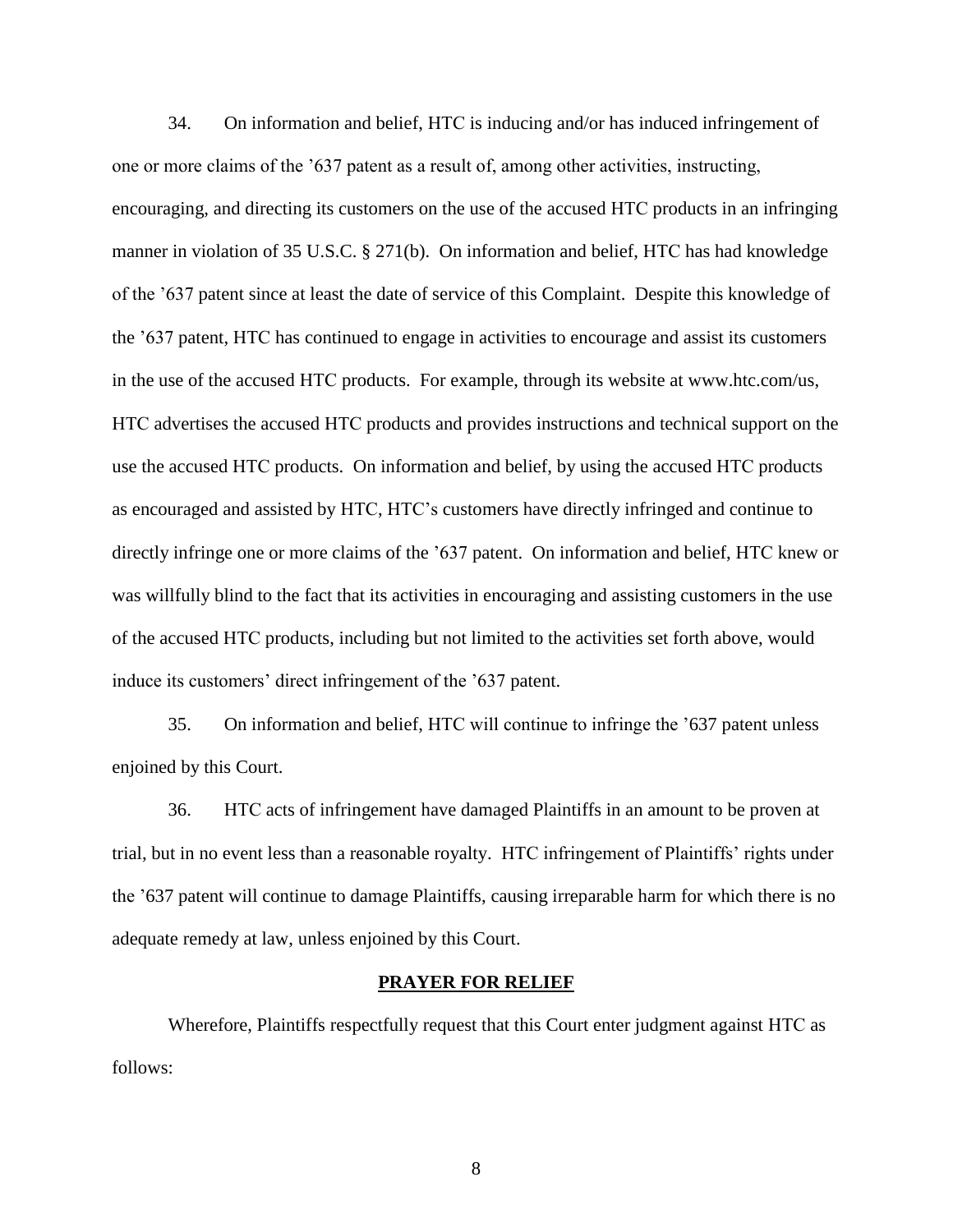34. On information and belief, HTC is inducing and/or has induced infringement of one or more claims of the '637 patent as a result of, among other activities, instructing, encouraging, and directing its customers on the use of the accused HTC products in an infringing manner in violation of 35 U.S.C. § 271(b). On information and belief, HTC has had knowledge of the '637 patent since at least the date of service of this Complaint. Despite this knowledge of the '637 patent, HTC has continued to engage in activities to encourage and assist its customers in the use of the accused HTC products. For example, through its website at www.htc.com/us, HTC advertises the accused HTC products and provides instructions and technical support on the use the accused HTC products. On information and belief, by using the accused HTC products as encouraged and assisted by HTC, HTC's customers have directly infringed and continue to directly infringe one or more claims of the '637 patent. On information and belief, HTC knew or was willfully blind to the fact that its activities in encouraging and assisting customers in the use of the accused HTC products, including but not limited to the activities set forth above, would induce its customers' direct infringement of the '637 patent.

35. On information and belief, HTC will continue to infringe the '637 patent unless enjoined by this Court.

36. HTC acts of infringement have damaged Plaintiffs in an amount to be proven at trial, but in no event less than a reasonable royalty. HTC infringement of Plaintiffs' rights under the '637 patent will continue to damage Plaintiffs, causing irreparable harm for which there is no adequate remedy at law, unless enjoined by this Court.

## PRAYER FOR RELIEF

Wherefore, Plaintiffs respectfully request that this Court enter judgment against HTC as follows: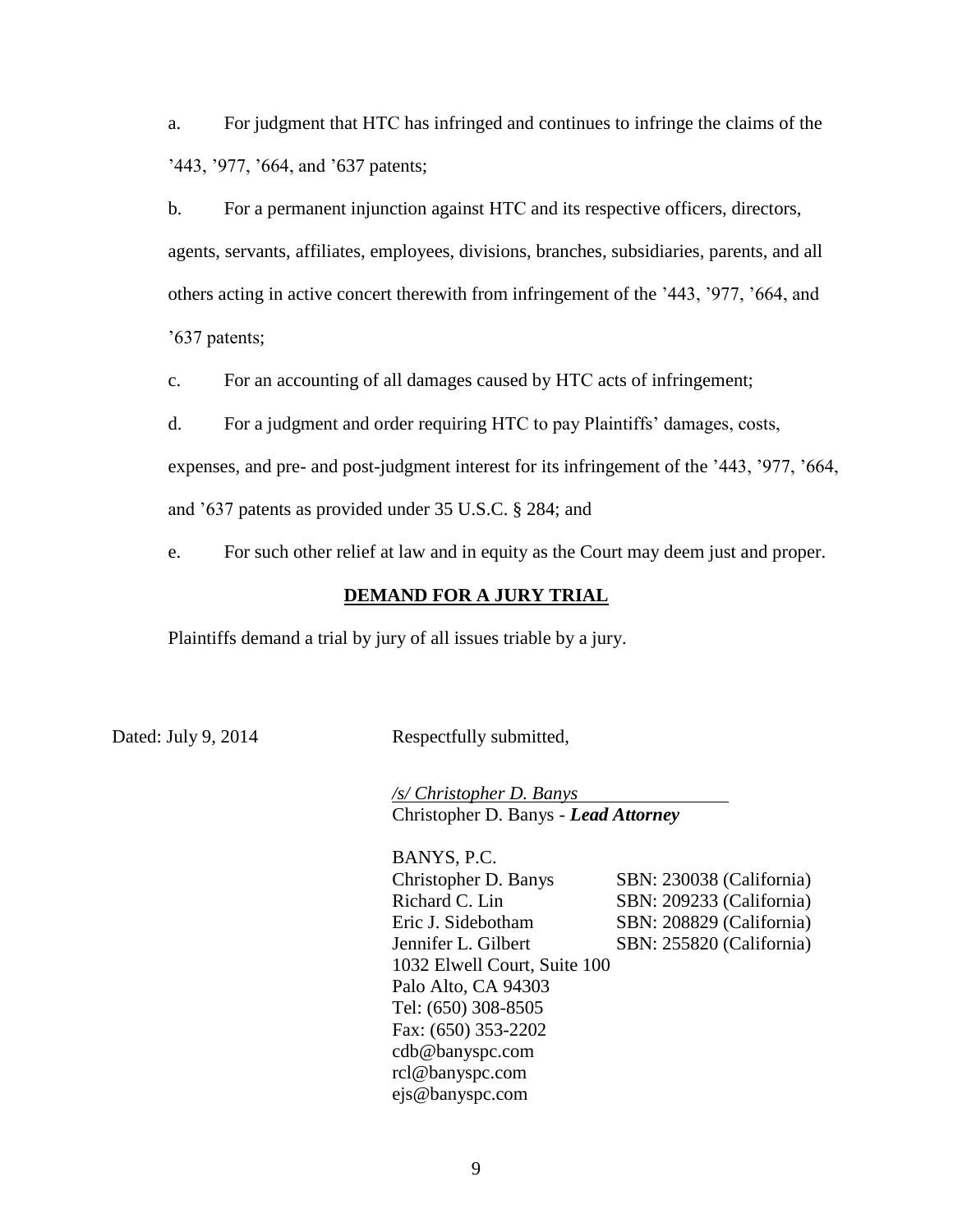a. For judgment that HTC has infringed and continues to infringe the claims of the ’443, ’977, ’664, and ’637 patents;

b. For a permanent injunction against HTC and its respective officers, directors, agents, servants, affiliates, employees, divisions, branches, subsidiaries, parents, and all others acting in active concert therewith from infringement of the ’443, ’977, ’664, and ’637 patents;

c. For an accounting of all damages caused by HTC acts of infringement;

d. For a judgment and order requiring HTC to pay Plaintiffs’ damages, costs, expenses, and pre- and post-judgment interest for its infringement of the ’443, ’977, ’664, and ’637 patents as provided under 35 U.S.C. § 284; and

e. For such other relief at law and in equity as the Court may deem just and proper.

**DEMAND FOR A JURY TRIAL**

Plaintiffs demand a trial by jury of all issues triable by a jury.

Dated: July 9, 2014

Respectfully submitted,

*/s/ Christopher D. Banys*
Christopher D. Banys - ***Lead Attorney***

BANYS, P.C.

| | |
|---|---|
| Christopher D. Banys | SBN: 230038 (California) |
| Richard C. Lin | SBN: 209233 (California) |
| Eric J. Sidebotham | SBN: 208829 (California) |
| Jennifer L. Gilbert | SBN: 255820 (California) |

1032 Elwell Court, Suite 100
Palo Alto, CA 94303
Tel: (650) 308-8505
Fax: (650) 353-2202
cdb@banyspc.com
rcl@banyspc.com
ejs@banyspc.com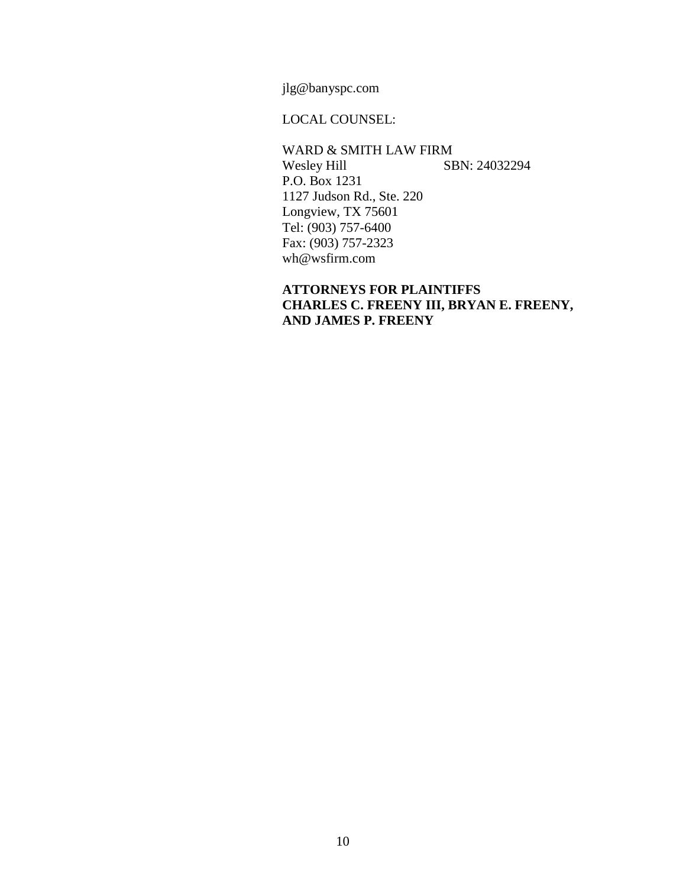jlg@banyspc.com

LOCAL COUNSEL:

WARD & SMITH LAW FIRM
Wesley Hill SBN: 24032294
P.O. Box 1231
1127 Judson Rd., Ste. 220
Longview, TX 75601
Tel: (903) 757-6400
Fax: (903) 757-2323
wh@wsfirm.com

**ATTORNEYS FOR PLAINTIFFS CHARLES C. FREENY III, BRYAN E. FREENY, AND JAMES P. FREENY**